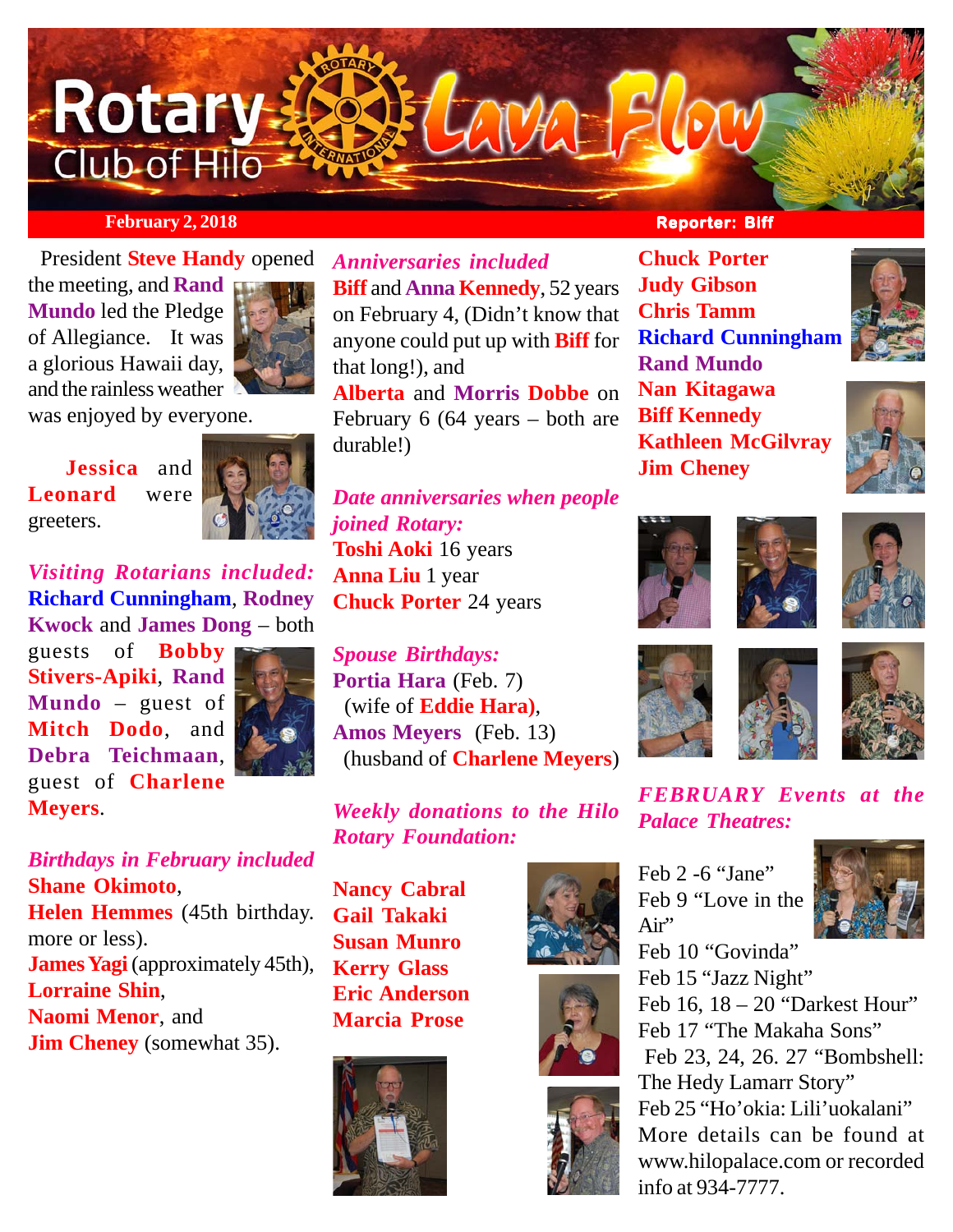# Rotary Club of Hilo Lava Flow

**February 2, 2018** — **Reporter: Biff**

President **Steve Handy** opened the meeting, and **Rand Mundo** led the Pledge of Allegiance. It was a glorious Hawaii day, and the rainless weather was enjoyed by everyone.

**Jessica** and **Leonard** were greeters.

***Visiting Rotarians included:***
**Richard Cunningham**, **Rodney Kwock** and **James Dong** – both guests of **Bobby Stivers-Apiki**, **Rand Mundo** – guest of **Mitch Dodo**, and **Debra Teichmaan**, guest of **Charlene Meyers**.

***Birthdays in February included***
**Shane Okimoto**,
**Helen Hemmes** (45th birthday. more or less).
**James Yagi** (approximately 45th),
**Lorraine Shin**,
**Naomi Menor**, and
**Jim Cheney** (somewhat 35).

***Anniversaries included***
**Biff** and **Anna Kennedy**, 52 years on February 4, (Didn't know that anyone could put up with **Biff** for that long!), and
**Alberta** and **Morris Dobbe** on February 6 (64 years – both are durable!)

***Date anniversaries when people joined Rotary:***
**Toshi Aoki** 16 years
**Anna Liu** 1 year
**Chuck Porter** 24 years

***Spouse Birthdays:***
**Portia Hara** (Feb. 7)
(wife of **Eddie Hara)**,
**Amos Meyers** (Feb. 13)
(husband of **Charlene Meyers**)

***Weekly donations to the Hilo Rotary Foundation:***

**Nancy Cabral**
**Gail Takaki**
**Susan Munro**
**Kerry Glass**
**Eric Anderson**
**Marcia Prose**
**Chuck Porter**
**Judy Gibson**
**Chris Tamm**
**Richard Cunningham**
**Rand Mundo**
**Nan Kitagawa**
**Biff Kennedy**
**Kathleen McGilvray**
**Jim Cheney**

***FEBRUARY Events at the Palace Theatres:***

Feb 2 -6 "Jane"
Feb 9 "Love in the Air"
Feb 10 "Govinda"
Feb 15 "Jazz Night"
Feb 16, 18 – 20 "Darkest Hour"
Feb 17 "The Makaha Sons"
Feb 23, 24, 26. 27 "Bombshell: The Hedy Lamarr Story"
Feb 25 "Ho'okia: Lili'uokalani"
More details can be found at www.hilopalace.com or recorded info at 934-7777.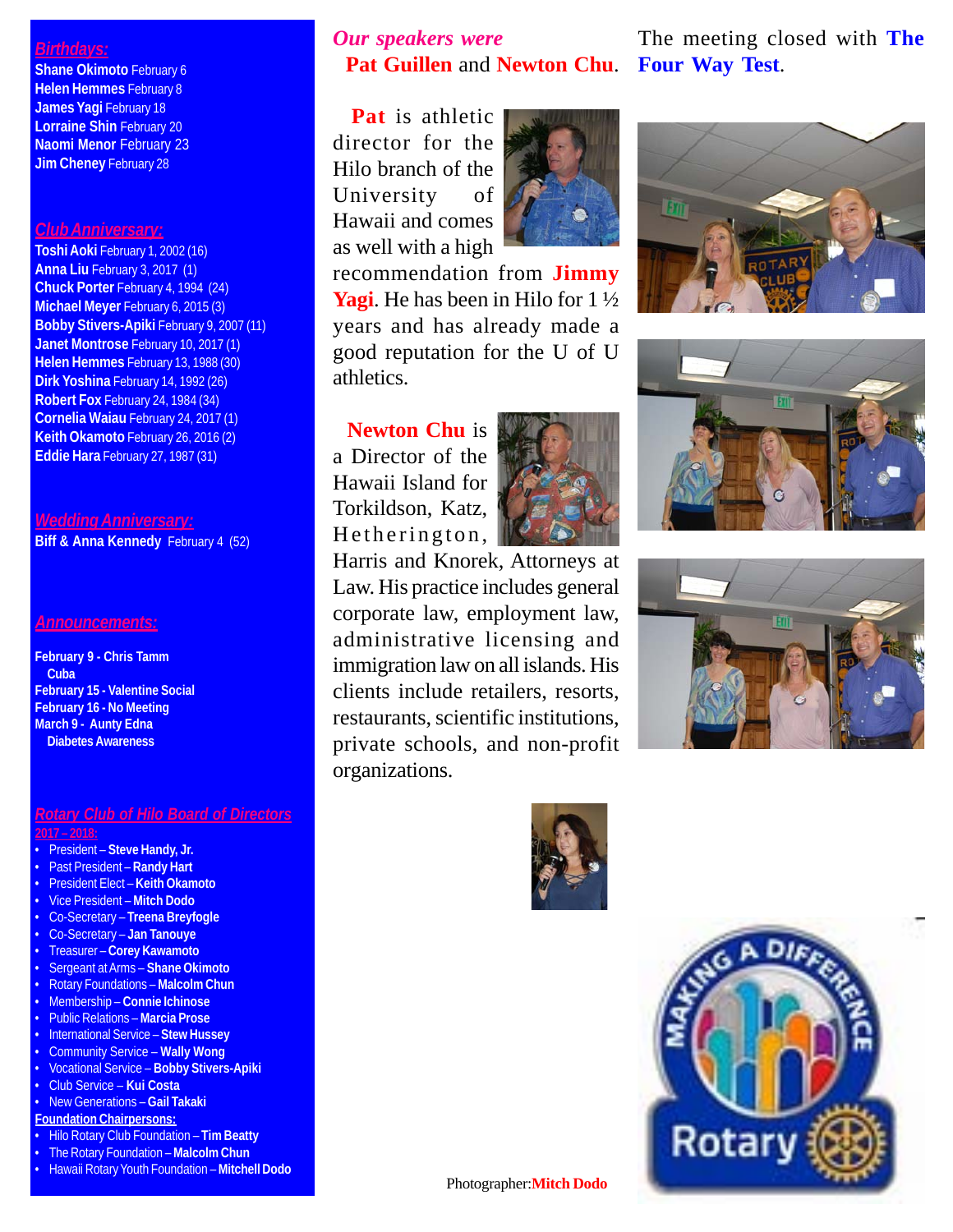## Birthdays:

**Shane Okimoto** February 6
**Helen Hemmes** February 8
**James Yagi** February 18
**Lorraine Shin** February 20
**Naomi Menor** February 23
**Jim Cheney** February 28

## Club Anniversary:

**Toshi Aoki** February 1, 2002 (16)
**Anna Liu** February 3, 2017 (1)
**Chuck Porter** February 4, 1994 (24)
**Michael Meyer** February 6, 2015 (3)
**Bobby Stivers-Apiki** February 9, 2007 (11)
**Janet Montrose** February 10, 2017 (1)
**Helen Hemmes** February 13, 1988 (30)
**Dirk Yoshina** February 14, 1992 (26)
**Robert Fox** February 24, 1984 (34)
**Cornelia Waiau** February 24, 2017 (1)
**Keith Okamoto** February 26, 2016 (2)
**Eddie Hara** February 27, 1987 (31)

## Wedding Anniversary:

**Biff & Anna Kennedy** February 4 (52)

## Announcements:

**February 9 - Chris Tamm**
**Cuba**
**February 15 - Valentine Social**
**February 16 - No Meeting**
**March 9 - Aunty Edna**
**Diabetes Awareness**

## Rotary Club of Hilo Board of Directors

**2017 – 2018:**

- President – **Steve Handy, Jr.**
- Past President – **Randy Hart**
- President Elect – **Keith Okamoto**
- Vice President – **Mitch Dodo**
- Co-Secretary – **Treena Breyfogle**
- Co-Secretary – **Jan Tanouye**
- Treasurer – **Corey Kawamoto**
- Sergeant at Arms – **Shane Okimoto**
- Rotary Foundations – **Malcolm Chun**
- Membership – **Connie Ichinose**
- Public Relations – **Marcia Prose**
- International Service – **Stew Hussey**
- Community Service – **Wally Wong**
- Vocational Service – **Bobby Stivers-Apiki**
- Club Service – **Kui Costa**
- New Generations – **Gail Takaki**

**Foundation Chairpersons:**

- Hilo Rotary Club Foundation – **Tim Beatty**
- The Rotary Foundation – **Malcolm Chun**
- Hawaii Rotary Youth Foundation – **Mitchell Dodo**

***Our speakers were* Pat Guillen and Newton Chu.**

**Pat** is athletic director for the Hilo branch of the University of Hawaii and comes as well with a high recommendation from **Jimmy Yagi**. He has been in Hilo for 1 ½ years and has already made a good reputation for the U of U athletics.

**Newton Chu** is a Director of the Hawaii Island for Torkildson, Katz, Hetherington, Harris and Knorek, Attorneys at Law. His practice includes general corporate law, employment law, administrative licensing and immigration law on all islands. His clients include retailers, resorts, restaurants, scientific institutions, private schools, and non-profit organizations.

The meeting closed with **The Four Way Test**.

Photographer: **Mitch Dodo**